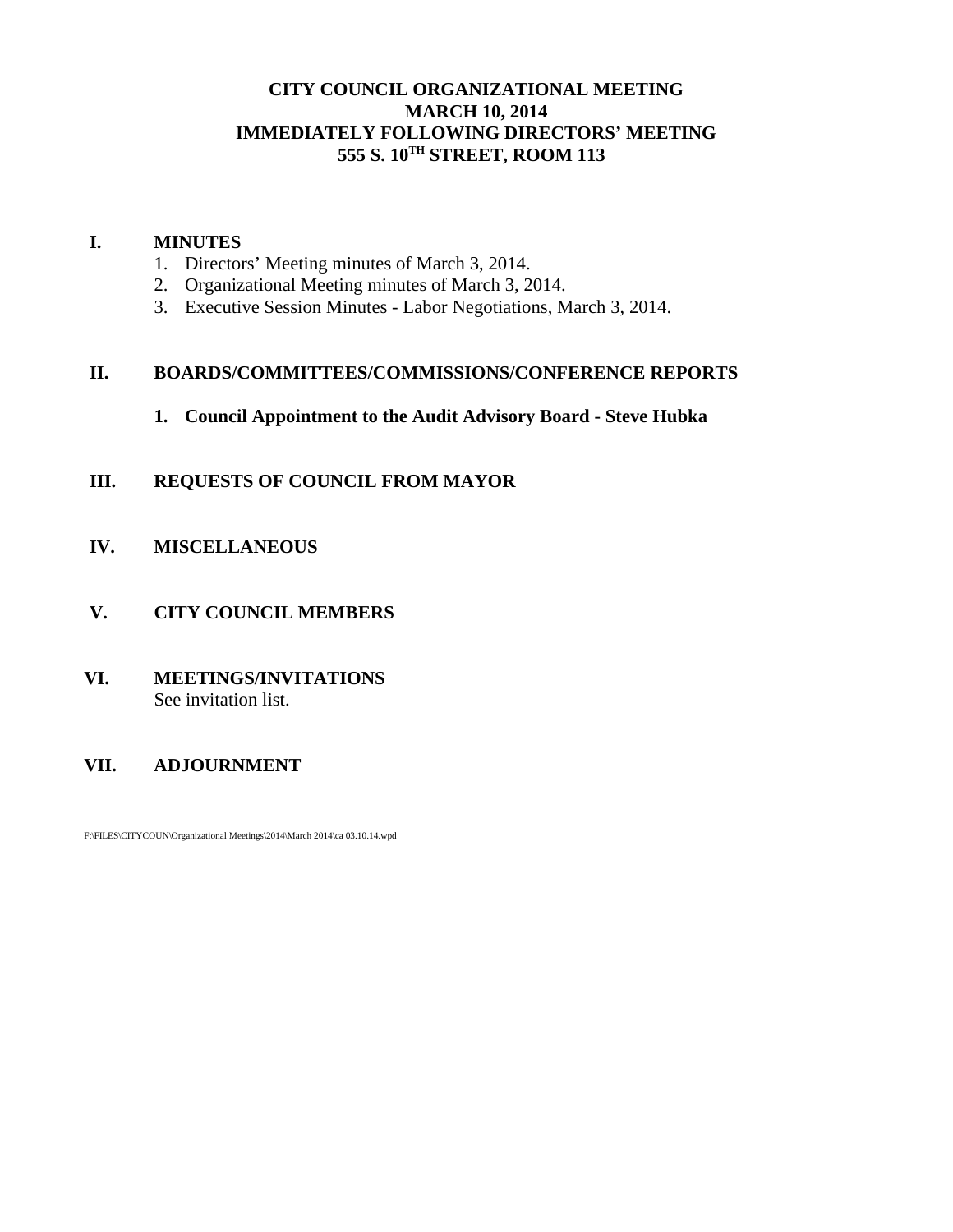# CITY COUNCIL ORGANIZATIONAL MEETING
# MARCH 10, 2014
# IMMEDIATELY FOLLOWING DIRECTORS' MEETING
# 555 S. 10$^{TH}$ STREET, ROOM 113

## I. MINUTES

1. Directors' Meeting minutes of March 3, 2014.
2. Organizational Meeting minutes of March 3, 2014.
3. Executive Session Minutes - Labor Negotiations, March 3, 2014.

## II. BOARDS/COMMITTEES/COMMISSIONS/CONFERENCE REPORTS

1. **Council Appointment to the Audit Advisory Board - Steve Hubka**

## III. REQUESTS OF COUNCIL FROM MAYOR

## IV. MISCELLANEOUS

## V. CITY COUNCIL MEMBERS

## VI. MEETINGS/INVITATIONS

See invitation list.

## VII. ADJOURNMENT

F:\FILES\CITYCOUN\Organizational Meetings\2014\March 2014\ca 03.10.14.wpd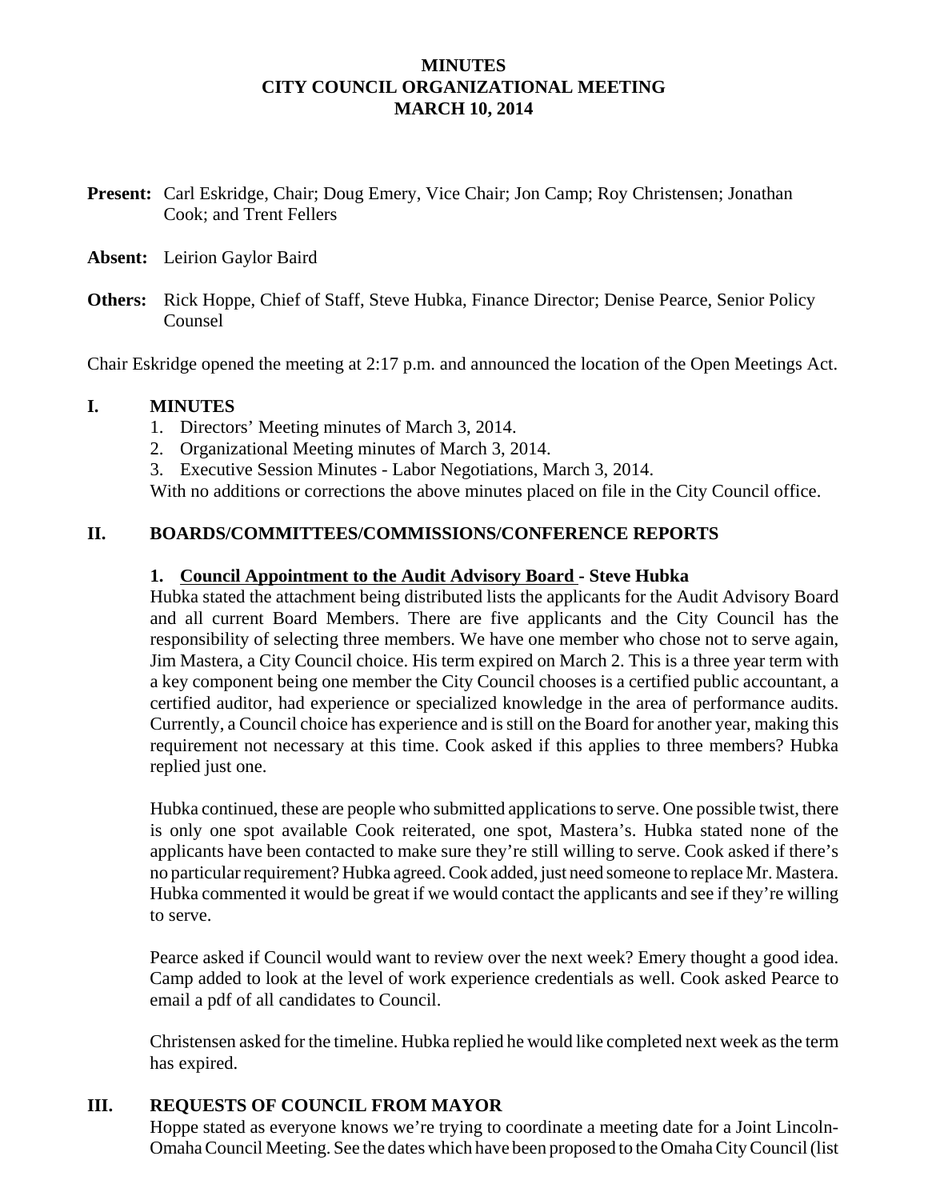# MINUTES
# CITY COUNCIL ORGANIZATIONAL MEETING
# MARCH 10, 2014

**Present:** Carl Eskridge, Chair; Doug Emery, Vice Chair; Jon Camp; Roy Christensen; Jonathan Cook; and Trent Fellers

**Absent:** Leirion Gaylor Baird

**Others:** Rick Hoppe, Chief of Staff, Steve Hubka, Finance Director; Denise Pearce, Senior Policy Counsel

Chair Eskridge opened the meeting at 2:17 p.m. and announced the location of the Open Meetings Act.

## I. MINUTES

1. Directors' Meeting minutes of March 3, 2014.
2. Organizational Meeting minutes of March 3, 2014.
3. Executive Session Minutes - Labor Negotiations, March 3, 2014.

With no additions or corrections the above minutes placed on file in the City Council office.

## II. BOARDS/COMMITTEES/COMMISSIONS/CONFERENCE REPORTS

### 1. Council Appointment to the Audit Advisory Board - Steve Hubka

Hubka stated the attachment being distributed lists the applicants for the Audit Advisory Board and all current Board Members. There are five applicants and the City Council has the responsibility of selecting three members. We have one member who chose not to serve again, Jim Mastera, a City Council choice. His term expired on March 2. This is a three year term with a key component being one member the City Council chooses is a certified public accountant, a certified auditor, had experience or specialized knowledge in the area of performance audits. Currently, a Council choice has experience and is still on the Board for another year, making this requirement not necessary at this time. Cook asked if this applies to three members? Hubka replied just one.

Hubka continued, these are people who submitted applications to serve. One possible twist, there is only one spot available Cook reiterated, one spot, Mastera's. Hubka stated none of the applicants have been contacted to make sure they're still willing to serve. Cook asked if there's no particular requirement? Hubka agreed. Cook added, just need someone to replace Mr. Mastera. Hubka commented it would be great if we would contact the applicants and see if they're willing to serve.

Pearce asked if Council would want to review over the next week? Emery thought a good idea. Camp added to look at the level of work experience credentials as well. Cook asked Pearce to email a pdf of all candidates to Council.

Christensen asked for the timeline. Hubka replied he would like completed next week as the term has expired.

## III. REQUESTS OF COUNCIL FROM MAYOR

Hoppe stated as everyone knows we're trying to coordinate a meeting date for a Joint Lincoln-Omaha Council Meeting. See the dates which have been proposed to the Omaha City Council (list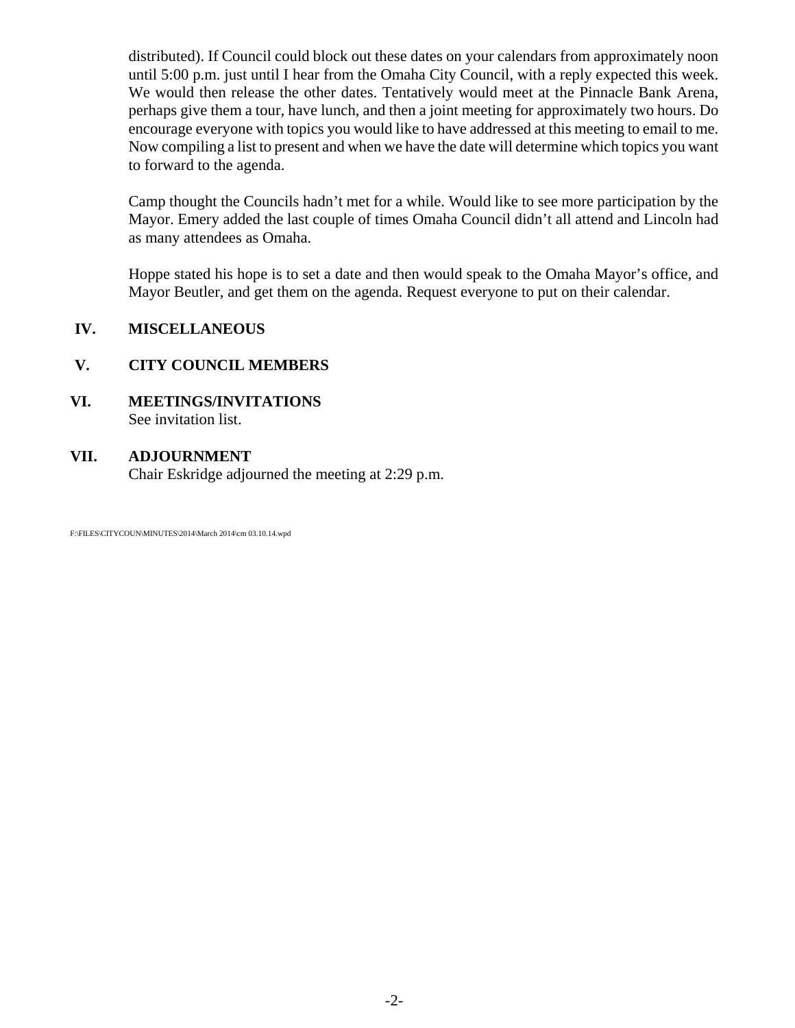distributed). If Council could block out these dates on your calendars from approximately noon until 5:00 p.m. just until I hear from the Omaha City Council, with a reply expected this week. We would then release the other dates. Tentatively would meet at the Pinnacle Bank Arena, perhaps give them a tour, have lunch, and then a joint meeting for approximately two hours. Do encourage everyone with topics you would like to have addressed at this meeting to email to me. Now compiling a list to present and when we have the date will determine which topics you want to forward to the agenda.

Camp thought the Councils hadn't met for a while. Would like to see more participation by the Mayor. Emery added the last couple of times Omaha Council didn't all attend and Lincoln had as many attendees as Omaha.

Hoppe stated his hope is to set a date and then would speak to the Omaha Mayor's office, and Mayor Beutler, and get them on the agenda. Request everyone to put on their calendar.

## IV. MISCELLANEOUS

## V. CITY COUNCIL MEMBERS

## VI. MEETINGS/INVITATIONS

See invitation list.

## VII. ADJOURNMENT

Chair Eskridge adjourned the meeting at 2:29 p.m.

F:\FILES\CITYCOUN\MINUTES\2014\March 2014\cm 03.10.14.wpd